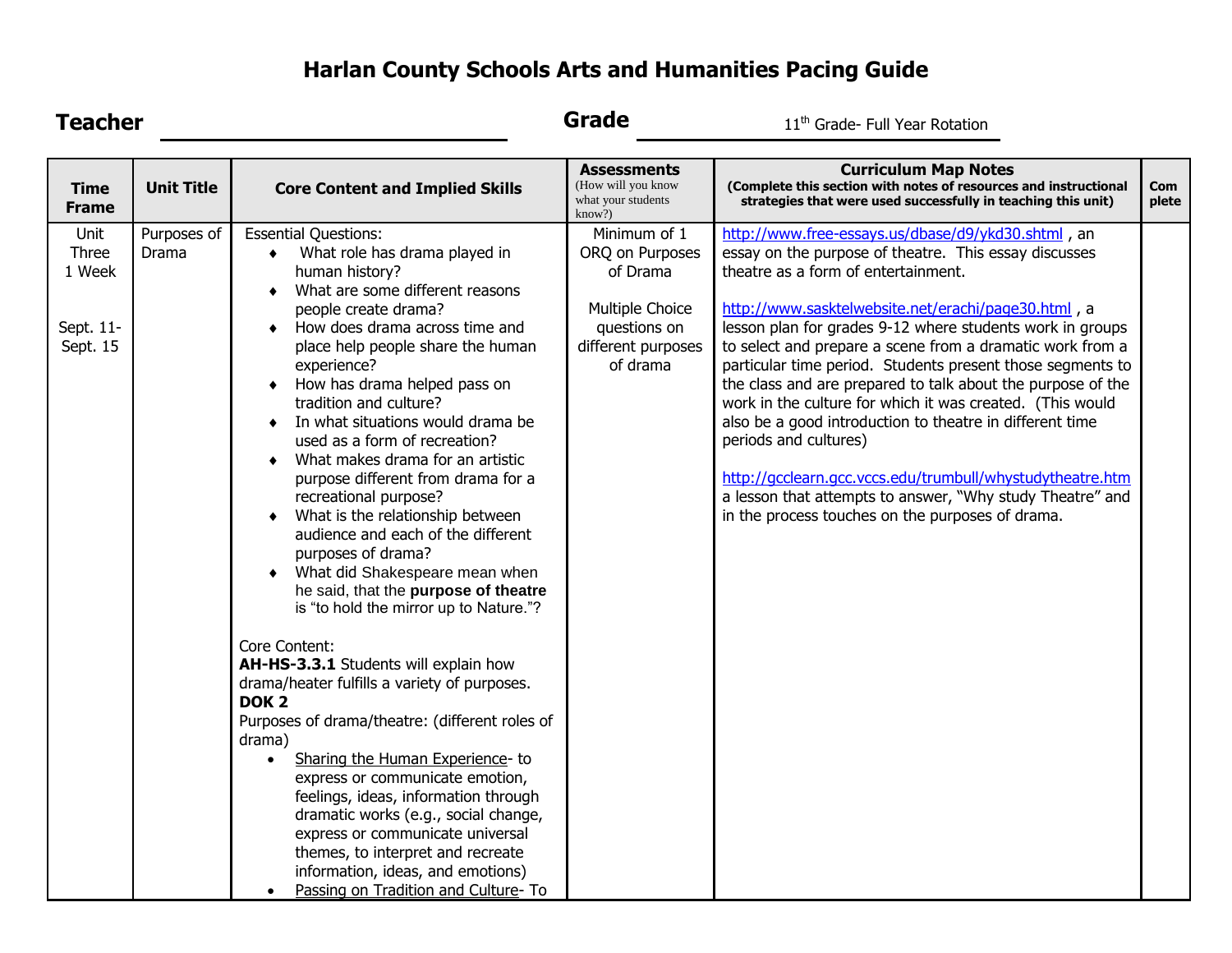# Harlan County Schools Arts and Humanities Pacing Guide

**Teacher** ______________________________ **Grade** 11th Grade- Full Year Rotation

| Time Frame | Unit Title | Core Content and Implied Skills | Assessments (How will you know what your students know?) | Curriculum Map Notes (Complete this section with notes of resources and instructional strategies that were used successfully in teaching this unit) | Complete |
|---|---|---|---|---|---|
| Unit Three 1 Week<br><br>Sept. 11- Sept. 15 | Purposes of Drama | Essential Questions:<br>♦ What role has drama played in human history?<br>♦ What are some different reasons people create drama?<br>♦ How does drama across time and place help people share the human experience?<br>♦ How has drama helped pass on tradition and culture?<br>♦ In what situations would drama be used as a form of recreation?<br>♦ What makes drama for an artistic purpose different from drama for a recreational purpose?<br>♦ What is the relationship between audience and each of the different purposes of drama?<br>♦ What did Shakespeare mean when he said, that the **purpose of theatre** is "to hold the mirror up to Nature."?<br><br>Core Content:<br>**AH-HS-3.3.1** Students will explain how drama/heater fulfills a variety of purposes.<br>**DOK 2**<br>Purposes of drama/theatre: (different roles of drama)<br>• Sharing the Human Experience- to express or communicate emotion, feelings, ideas, information through dramatic works (e.g., social change, express or communicate universal themes, to interpret and recreate information, ideas, and emotions)<br>• Passing on Tradition and Culture- To | Minimum of 1 ORQ on Purposes of Drama<br><br>Multiple Choice questions on different purposes of drama | http://www.free-essays.us/dbase/d9/ykd30.shtml , an essay on the purpose of theatre. This essay discusses theatre as a form of entertainment.<br><br>http://www.sasktelwebsite.net/erachi/page30.html , a lesson plan for grades 9-12 where students work in groups to select and prepare a scene from a dramatic work from a particular time period. Students present those segments to the class and are prepared to talk about the purpose of the work in the culture for which it was created. (This would also be a good introduction to theatre in different time periods and cultures)<br><br>http://gcclearn.gcc.vccs.edu/trumbull/whystudytheatre.htm a lesson that attempts to answer, "Why study Theatre" and in the process touches on the purposes of drama. | |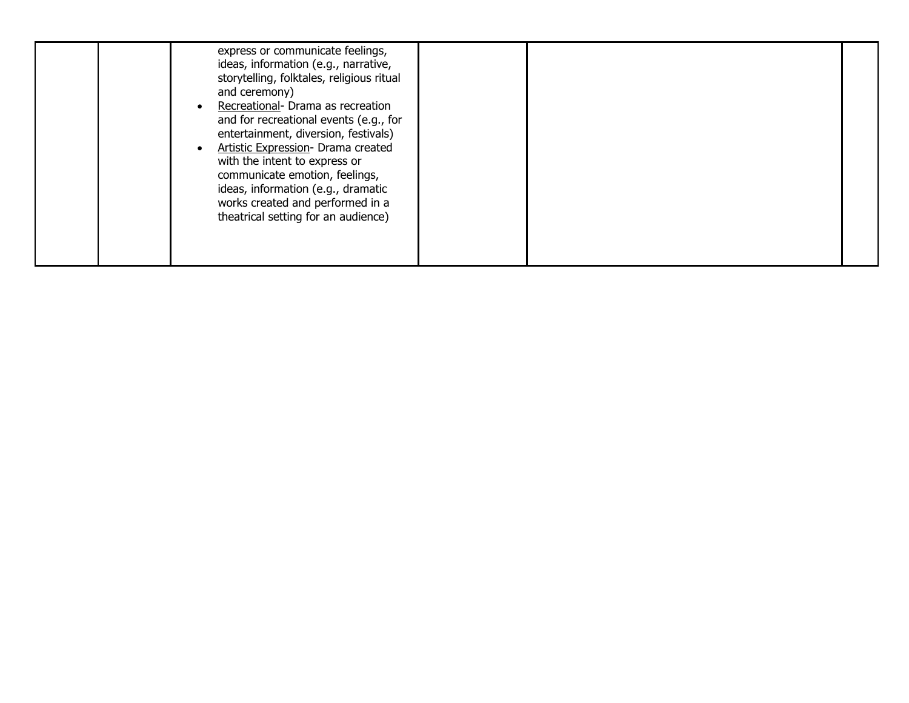| | | | | | |
|---|---|---|---|---|---|
| | | express or communicate feelings, ideas, information (e.g., narrative, storytelling, folktales, religious ritual and ceremony)<br>• Recreational- Drama as recreation and for recreational events (e.g., for entertainment, diversion, festivals)<br>• Artistic Expression- Drama created with the intent to express or communicate emotion, feelings, ideas, information (e.g., dramatic works created and performed in a theatrical setting for an audience) | | | |